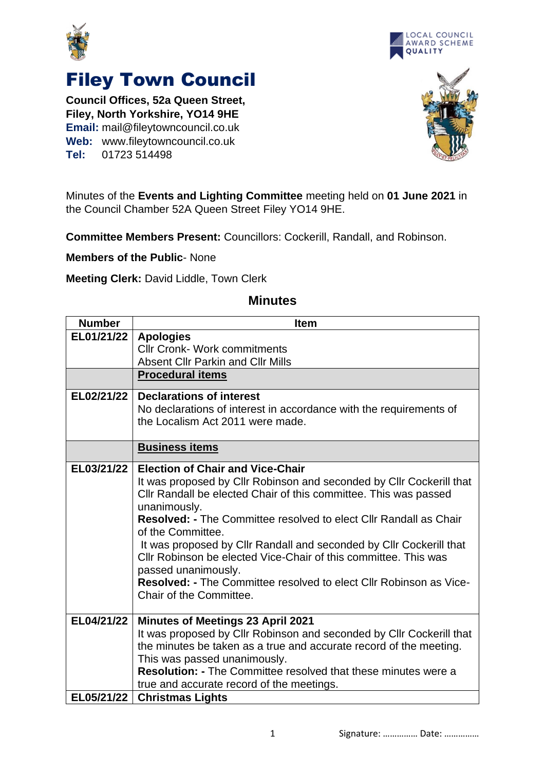# Filey Town Council

**Council Offices, 52a Queen Street,**
**Filey, North Yorkshire, YO14 9HE**
**Email:** mail@fileytowncouncil.co.uk
**Web:** www.fileytowncouncil.co.uk
**Tel:** 01723 514498

Minutes of the **Events and Lighting Committee** meeting held on **01 June 2021** in the Council Chamber 52A Queen Street Filey YO14 9HE.

**Committee Members Present:** Councillors: Cockerill, Randall, and Robinson.

**Members of the Public**- None

**Meeting Clerk:** David Liddle, Town Clerk

## Minutes

| Number | Item |
|---|---|
| EL01/21/22 | **Apologies**<br>Cllr Cronk- Work commitments<br>Absent Cllr Parkin and Cllr Mills |
| | **Procedural items** |
| EL02/21/22 | **Declarations of interest**<br>No declarations of interest in accordance with the requirements of the Localism Act 2011 were made. |
| | **Business items** |
| EL03/21/22 | **Election of Chair and Vice-Chair**<br>It was proposed by Cllr Robinson and seconded by Cllr Cockerill that Cllr Randall be elected Chair of this committee. This was passed unanimously.<br>**Resolved: -** The Committee resolved to elect Cllr Randall as Chair of the Committee.<br>It was proposed by Cllr Randall and seconded by Cllr Cockerill that Cllr Robinson be elected Vice-Chair of this committee. This was passed unanimously.<br>**Resolved: -** The Committee resolved to elect Cllr Robinson as Vice-Chair of the Committee. |
| EL04/21/22 | **Minutes of Meetings 23 April 2021**<br>It was proposed by Cllr Robinson and seconded by Cllr Cockerill that the minutes be taken as a true and accurate record of the meeting. This was passed unanimously.<br>**Resolution: -** The Committee resolved that these minutes were a true and accurate record of the meetings. |
| EL05/21/22 | **Christmas Lights** |

Signature: …………… Date: ……………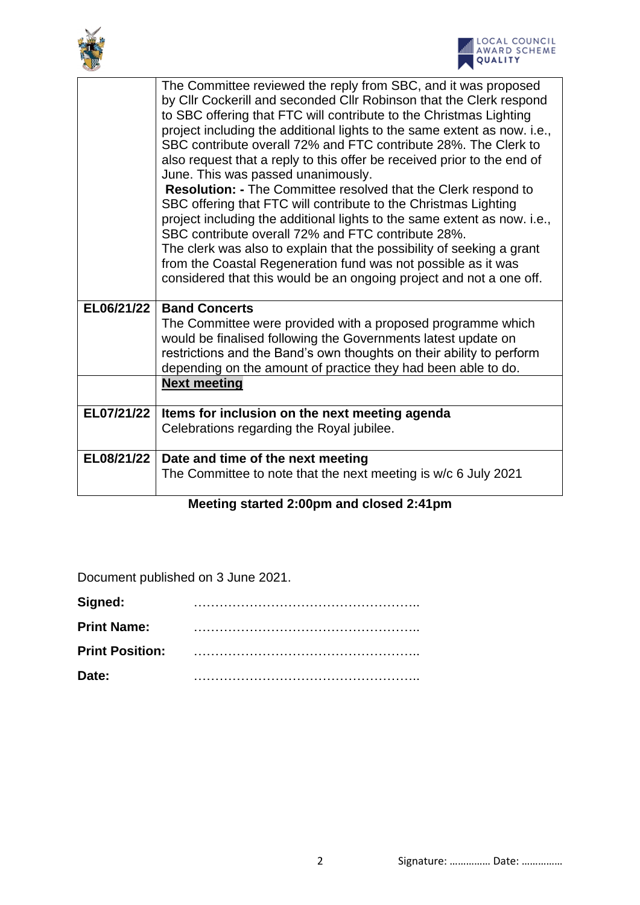| | |
|---|---|
| | The Committee reviewed the reply from SBC, and it was proposed by Cllr Cockerill and seconded Cllr Robinson that the Clerk respond to SBC offering that FTC will contribute to the Christmas Lighting project including the additional lights to the same extent as now. i.e., SBC contribute overall 72% and FTC contribute 28%. The Clerk to also request that a reply to this offer be received prior to the end of June. This was passed unanimously. **Resolution: -** The Committee resolved that the Clerk respond to SBC offering that FTC will contribute to the Christmas Lighting project including the additional lights to the same extent as now. i.e., SBC contribute overall 72% and FTC contribute 28%. The clerk was also to explain that the possibility of seeking a grant from the Coastal Regeneration fund was not possible as it was considered that this would be an ongoing project and not a one off. |
| **EL06/21/22** | **Band Concerts** The Committee were provided with a proposed programme which would be finalised following the Governments latest update on restrictions and the Band's own thoughts on their ability to perform depending on the amount of practice they had been able to do. |
| | **Next meeting** |
| **EL07/21/22** | **Items for inclusion on the next meeting agenda** Celebrations regarding the Royal jubilee. |
| **EL08/21/22** | **Date and time of the next meeting** The Committee to note that the next meeting is w/c 6 July 2021 |

**Meeting started 2:00pm and closed 2:41pm**

Document published on 3 June 2021.

**Signed:** ……………………………………………..

**Print Name:** ……………………………………………..

**Print Position:** ……………………………………………..

**Date:** ……………………………………………..